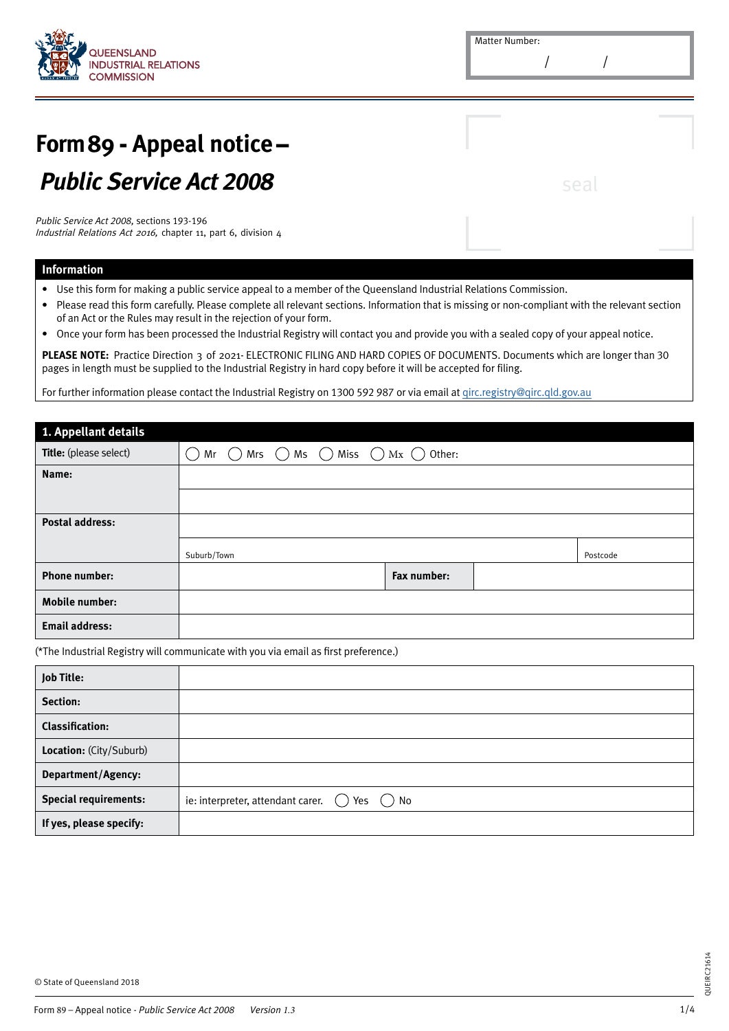QUEENSLAND INDUSTRIAL RELATIONS COMMISSION

Matter Number: / /

# Form 89 - Appeal notice – *Public Service Act 2008*

seal

*Public Service Act 2008*, sections 193-196
*Industrial Relations Act 2016*, chapter 11, part 6, division 4

## Information

- Use this form for making a public service appeal to a member of the Queensland Industrial Relations Commission.
- Please read this form carefully. Please complete all relevant sections. Information that is missing or non-compliant with the relevant section of an Act or the Rules may result in the rejection of your form.
- Once your form has been processed the Industrial Registry will contact you and provide you with a sealed copy of your appeal notice.

**PLEASE NOTE:** Practice Direction 3 of 2021- ELECTRONIC FILING AND HARD COPIES OF DOCUMENTS. Documents which are longer than 30 pages in length must be supplied to the Industrial Registry in hard copy before it will be accepted for filing.

For further information please contact the Industrial Registry on 1300 592 987 or via email at qirc.registry@qirc.qld.gov.au

## 1. Appellant details

| | | | |
|---|---|---|---|
| **Title:** (please select) | ◯ Mr ◯ Mrs ◯ Ms ◯ Miss ◯ Mx ◯ Other: | | |
| **Name:** | | | |
| | | | |
| **Postal address:** | | | |
| | Suburb/Town | | Postcode |
| **Phone number:** | | **Fax number:** | |
| **Mobile number:** | | | |
| **Email address:** | | | |

(*The Industrial Registry will communicate with you via email as first preference.)

| | |
|---|---|
| **Job Title:** | |
| **Section:** | |
| **Classification:** | |
| **Location:** (City/Suburb) | |
| **Department/Agency:** | |
| **Special requirements:** | ie: interpreter, attendant carer. ◯ Yes ◯ No |
| **If yes, please specify:** | |

© State of Queensland 2018

QUEIRC21614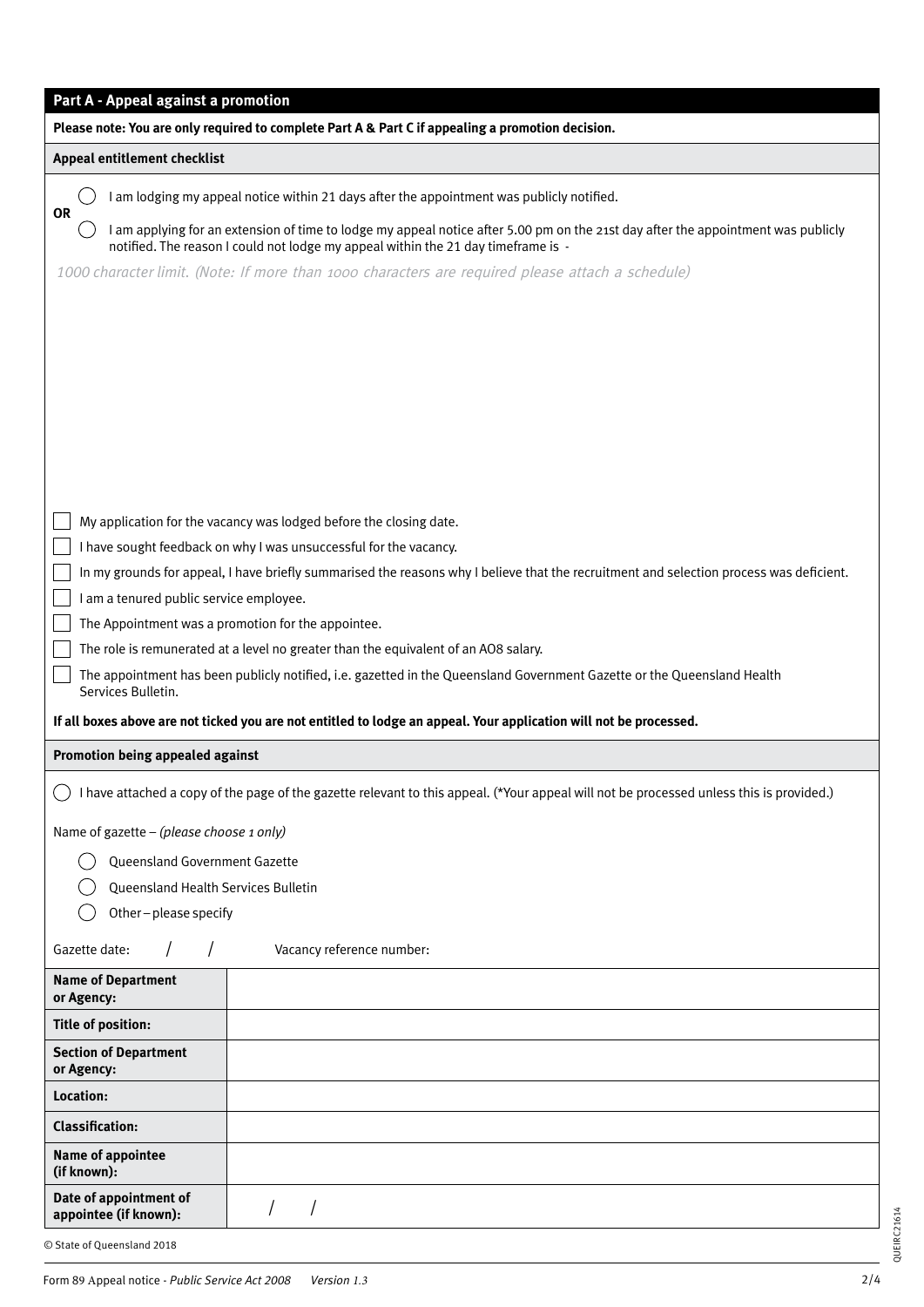## Part A - Appeal against a promotion

**Please note: You are only required to complete Part A & Part C if appealing a promotion decision.**

### Appeal entitlement checklist

- ◯ I am lodging my appeal notice within 21 days after the appointment was publicly notified.

**OR**

- ◯ I am applying for an extension of time to lodge my appeal notice after 5.00 pm on the 21st day after the appointment was publicly notified. The reason I could not lodge my appeal within the 21 day timeframe is -

*1000 character limit. (Note: If more than 1000 characters are required please attach a schedule)*

- ☐ My application for the vacancy was lodged before the closing date.
- ☐ I have sought feedback on why I was unsuccessful for the vacancy.
- ☐ In my grounds for appeal, I have briefly summarised the reasons why I believe that the recruitment and selection process was deficient.
- ☐ I am a tenured public service employee.
- ☐ The Appointment was a promotion for the appointee.
- ☐ The role is remunerated at a level no greater than the equivalent of an AO8 salary.
- ☐ The appointment has been publicly notified, i.e. gazetted in the Queensland Government Gazette or the Queensland Health Services Bulletin.

**If all boxes above are not ticked you are not entitled to lodge an appeal. Your application will not be processed.**

### Promotion being appealed against

◯ I have attached a copy of the page of the gazette relevant to this appeal. (*Your appeal will not be processed unless this is provided.)

Name of gazette – *(please choose 1 only)*

- ◯ Queensland Government Gazette
- ◯ Queensland Health Services Bulletin
- ◯ Other – please specify

Gazette date: / / Vacancy reference number:

| | |
|---|---|
| **Name of Department or Agency:** | |
| **Title of position:** | |
| **Section of Department or Agency:** | |
| **Location:** | |
| **Classification:** | |
| **Name of appointee (if known):** | |
| **Date of appointment of appointee (if known):** | / / |

© State of Queensland 2018

Form 89 Appeal notice - *Public Service Act 2008* *Version 1.3*

QUEIRC21614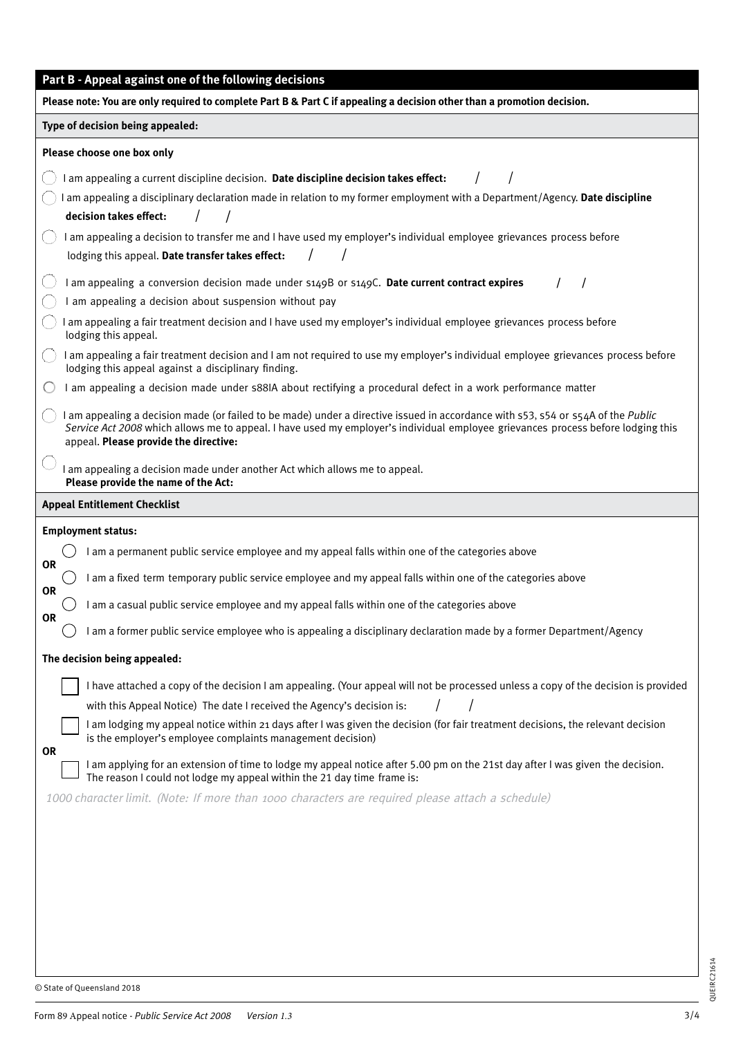## Part B - Appeal against one of the following decisions

**Please note: You are only required to complete Part B & Part C if appealing a decision other than a promotion decision.**

### Type of decision being appealed:

**Please choose one box only**

- ◯ I am appealing a current discipline decision. **Date discipline decision takes effect:** / /
- ◯ I am appealing a disciplinary declaration made in relation to my former employment with a Department/Agency. **Date discipline decision takes effect:** / /
- ◯ I am appealing a decision to transfer me and I have used my employer's individual employee grievances process before lodging this appeal. **Date transfer takes effect:** / /
- ◯ I am appealing a conversion decision made under s149B or s149C. **Date current contract expires** / /
- ◯ I am appealing a decision about suspension without pay
- ◯ I am appealing a fair treatment decision and I have used my employer's individual employee grievances process before lodging this appeal.
- ◯ I am appealing a fair treatment decision and I am not required to use my employer's individual employee grievances process before lodging this appeal against a disciplinary finding.
- ◯ I am appealing a decision made under s88IA about rectifying a procedural defect in a work performance matter
- ◯ I am appealing a decision made (or failed to be made) under a directive issued in accordance with s53, s54 or s54A of the *Public Service Act 2008* which allows me to appeal. I have used my employer's individual employee grievances process before lodging this appeal. **Please provide the directive:**
- ◯ I am appealing a decision made under another Act which allows me to appeal. **Please provide the name of the Act:**

### Appeal Entitlement Checklist

**Employment status:**

- ◯ I am a permanent public service employee and my appeal falls within one of the categories above

**OR**

- ◯ I am a fixed term temporary public service employee and my appeal falls within one of the categories above

**OR**

- ◯ I am a casual public service employee and my appeal falls within one of the categories above

**OR**

- ◯ I am a former public service employee who is appealing a disciplinary declaration made by a former Department/Agency

**The decision being appealed:**

- ☐ I have attached a copy of the decision I am appealing. (Your appeal will not be processed unless a copy of the decision is provided with this Appeal Notice) The date I received the Agency's decision is: / /
- ☐ I am lodging my appeal notice within 21 days after I was given the decision (for fair treatment decisions, the relevant decision is the employer's employee complaints management decision)

**OR**

- ☐ I am applying for an extension of time to lodge my appeal notice after 5.00 pm on the 21st day after I was given the decision. The reason I could not lodge my appeal within the 21 day time frame is:

*1000 character limit. (Note: If more than 1000 characters are required please attach a schedule)*

© State of Queensland 2018

Form 89 Appeal notice - *Public Service Act 2008* *Version 1.3*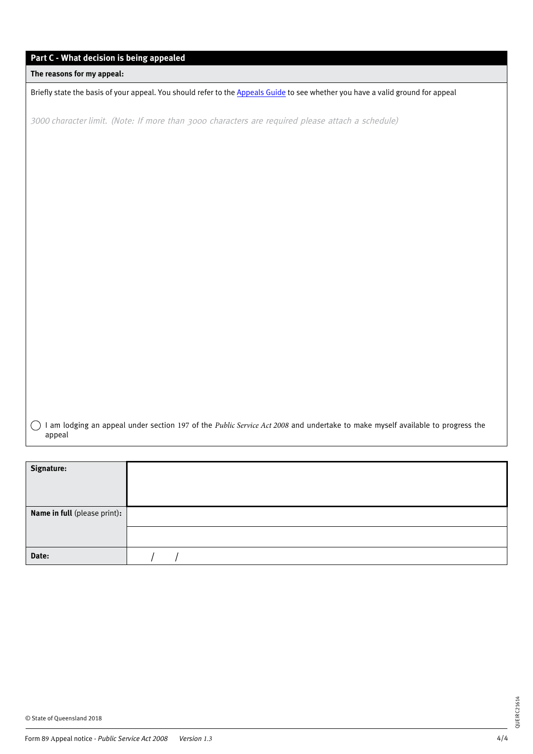## Part C - What decision is being appealed

**The reasons for my appeal:**

Briefly state the basis of your appeal. You should refer to the [Appeals Guide](Appeals Guide) to see whether you have a valid ground for appeal

*3000 character limit. (Note: If more than 3000 characters are required please attach a schedule)*

◯ I am lodging an appeal under section 197 of the *Public Service Act 2008* and undertake to make myself available to progress the appeal

| | |
|---|---|
| **Signature:** | |
| **Name in full** (please print)**:** | |
| | |
| **Date:** | / / |

© State of Queensland 2018

Form 89 Appeal notice - *Public Service Act 2008* *Version 1.3*

QUEIRC21614